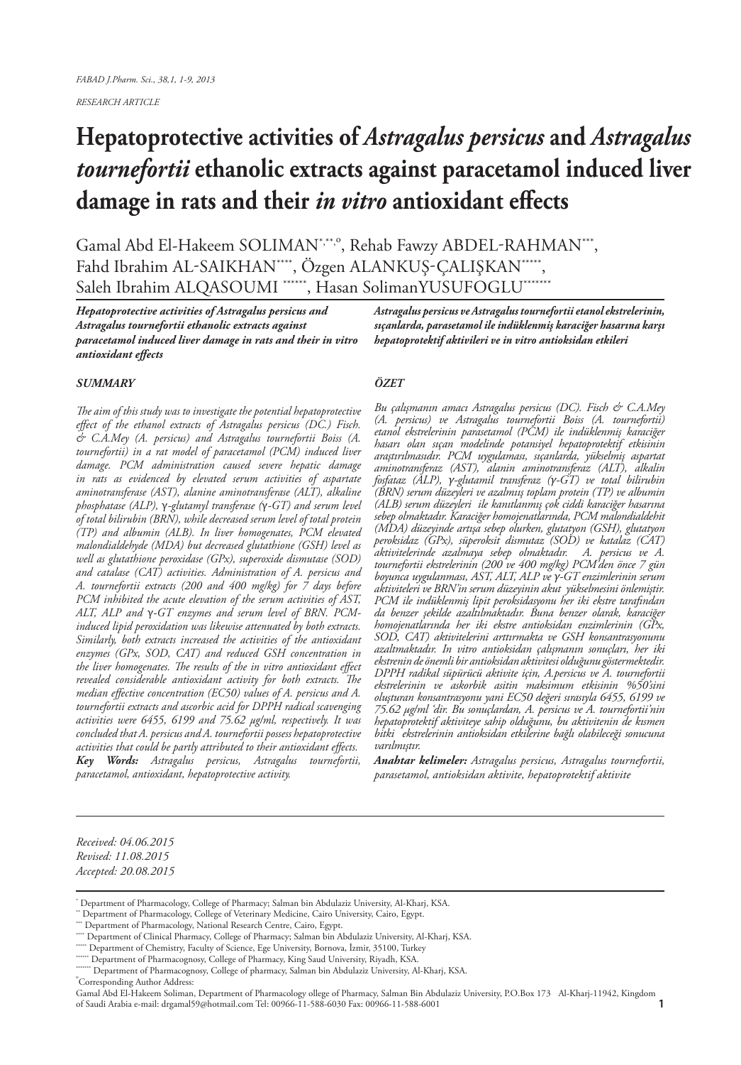RESEARCH ARTICLE

# Hepatoprotective activities of *Astragalus persicus* and *Astragalus tournefortii* ethanolic extracts against paracetamol induced liver damage in rats and their *in vitro* antioxidant effects

Gamal Abd El-Hakeem SOLIMAN[*,**,o], Rehab Fawzy ABDEL-RAHMAN[***], Fahd Ibrahim AL-SAIKHAN[****], Özgen ALANKUŞ-ÇALIŞKAN[*****], Saleh Ibrahim ALQASOUMI[******], Hasan SolimanYUSUFOGLU[*******]

***Hepatoprotective activities of Astragalus persicus and Astragalus tournefortii ethanolic extracts against paracetamol induced liver damage in rats and their in vitro antioxidant effects***

***SUMMARY***

*The aim of this study was to investigate the potential hepatoprotective effect of the ethanol extracts of Astragalus persicus (DC.) Fisch. & C.A.Mey (A. persicus) and Astragalus tournefortii Boiss (A. tournefortii) in a rat model of paracetamol (PCM) induced liver damage. PCM administration caused severe hepatic damage in rats as evidenced by elevated serum activities of aspartate aminotransferase (AST), alanine aminotransferase (ALT), alkaline phosphatase (ALP), γ-glutamyl transferase (γ-GT) and serum level of total bilirubin (BRN), while decreased serum level of total protein (TP) and albumin (ALB). In liver homogenates, PCM elevated malondialdehyde (MDA) but decreased glutathione (GSH) level as well as glutathione peroxidase (GPx), superoxide dismutase (SOD) and catalase (CAT) activities. Administration of A. persicus and A. tournefortii extracts (200 and 400 mg/kg) for 7 days before PCM inhibited the acute elevation of the serum activities of AST, ALT, ALP and γ-GT enzymes and serum level of BRN. PCM-induced lipid peroxidation was likewise attenuated by both extracts. Similarly, both extracts increased the activities of the antioxidant enzymes (GPx, SOD, CAT) and reduced GSH concentration in the liver homogenates. The results of the in vitro antioxidant effect revealed considerable antioxidant activity for both extracts. The median effective concentration (EC50) values of A. persicus and A. tournefortii extracts and ascorbic acid for DPPH radical scavenging activities were 6455, 6199 and 75.62 μg/ml, respectively. It was concluded that A. persicus and A. tournefortii possess hepatoprotective activities that could be partly attributed to their antioxidant effects.*

***Key Words:*** *Astragalus persicus, Astragalus tournefortii, paracetamol, antioxidant, hepatoprotective activity.*

***Astragalus persicus ve Astragalus tournefortii etanol ekstrelerinin, sıçanlarda, parasetamol ile indüklenmiş karaciğer hasarına karşı hepatoprotektif aktivileri ve in vitro antioksidan etkileri***

***ÖZET***

*Bu çalışmanın amacı Astragalus persicus (DC). Fisch & C.A.Mey (A. persicus) ve Astragalus tournefortii Boiss (A. tournefortii) etanol ekstrelerinin parasetamol (PCM) ile indüklenmiş karaciğer hasarı olan sıçan modelinde potansiyel hepatoprotektif etkisinin araştırılmasıdır. PCM uygulaması, sıçanlarda, yükselmiş aspartat aminotransferaz (AST), alanin aminotransferaz (ALT), alkalin fosfataz (ALP), γ-glutamil transferaz (γ-GT) ve total bilirubin (BRN) serum düzeyleri ve azalmış toplam protein (TP) ve albumin (ALB) serum düzeyleri ile kanıtlanmış çok ciddi karaciğer hasarına sebep olmaktadır. Karaciğer homojenatlarında, PCM malondialdehit (MDA) düzeyinde artışa sebep olurken, glutatyon (GSH), glutatyon peroksidaz (GPx), süperoksit dismutaz (SOD) ve katalaz (CAT) aktivitelerinde azalmaya sebep olmaktadır. A. persicus ve A. tournefortii ekstrelerinin (200 ve 400 mg/kg) PCM'den önce 7 gün boyunca uygulanması, AST, ALT, ALP ve γ-GT enzimlerinin serum aktiviteleri ve BRN'in serum düzeyinin akut yükselmesini önlemiştir. PCM ile indüklenmiş lipit peroksidasyonu her iki ekstre tarafından da benzer şekilde azaltılmaktadır. Buna benzer olarak, karaciğer homojenatlarında her iki ekstre antioksidan enzimlerinin (GPx, SOD, CAT) aktivitelerini arttırmakta ve GSH konsantrasyonunu azaltmaktadır. In vitro antioksidan çalışmanın sonuçları, her iki ekstrenin de önemli bir antioksidan aktivitesi olduğunu göstermektedir. DPPH radikal süpürücü aktivite için, A.persicus ve A. tournefortii ekstrelerinin ve askorbik asitin maksimum etkisinin %50'sini oluşturan konsantrasyonu yani EC50 değeri sırasıyla 6455, 6199 ve 75.62 μg/ml 'dir. Bu sonuçlardan, A. persicus ve A. tournefortii'nin hepatoprotektif aktiviteye sahip olduğunu, bu aktivitenin de kısmen bitki ekstrelerinin antioksidan etkilerine bağlı olabileceği sonucuna varılmıştır.*

***Anahtar kelimeler:*** *Astragalus persicus, Astragalus tournefortii, parasetamol, antioksidan aktivite, hepatoprotektif aktivite*

*Received: 04.06.2015*
*Revised: 11.08.2015*
*Accepted: 20.08.2015*

[*] Department of Pharmacology, College of Pharmacy; Salman bin Abdulaziz University, Al-Kharj, KSA.
[**] Department of Pharmacology, College of Veterinary Medicine, Cairo University, Cairo, Egypt.
[***] Department of Pharmacology, National Research Centre, Cairo, Egypt.
[****] Department of Clinical Pharmacy, College of Pharmacy; Salman bin Abdulaziz University, Al-Kharj, KSA.
[*****] Department of Chemistry, Faculty of Science, Ege University, Bornova, İzmir, 35100, Turkey
[******] Department of Pharmacognosy, College of Pharmacy, King Saud University, Riyadh, KSA.
[*******] Department of Pharmacognosy, College of pharmacy, Salman bin Abdulaziz University, Al-Kharj, KSA.
[o]Corresponding Author Address:
Gamal Abd El-Hakeem Soliman, Department of Pharmacology ollege of Pharmacy, Salman Bin Abdulaziz University, P.O.Box 173 Al-Kharj-11942, Kingdom of Saudi Arabia e-mail: drgamal59@hotmail.com Tel: 00966-11-588-6030 Fax: 00966-11-588-6001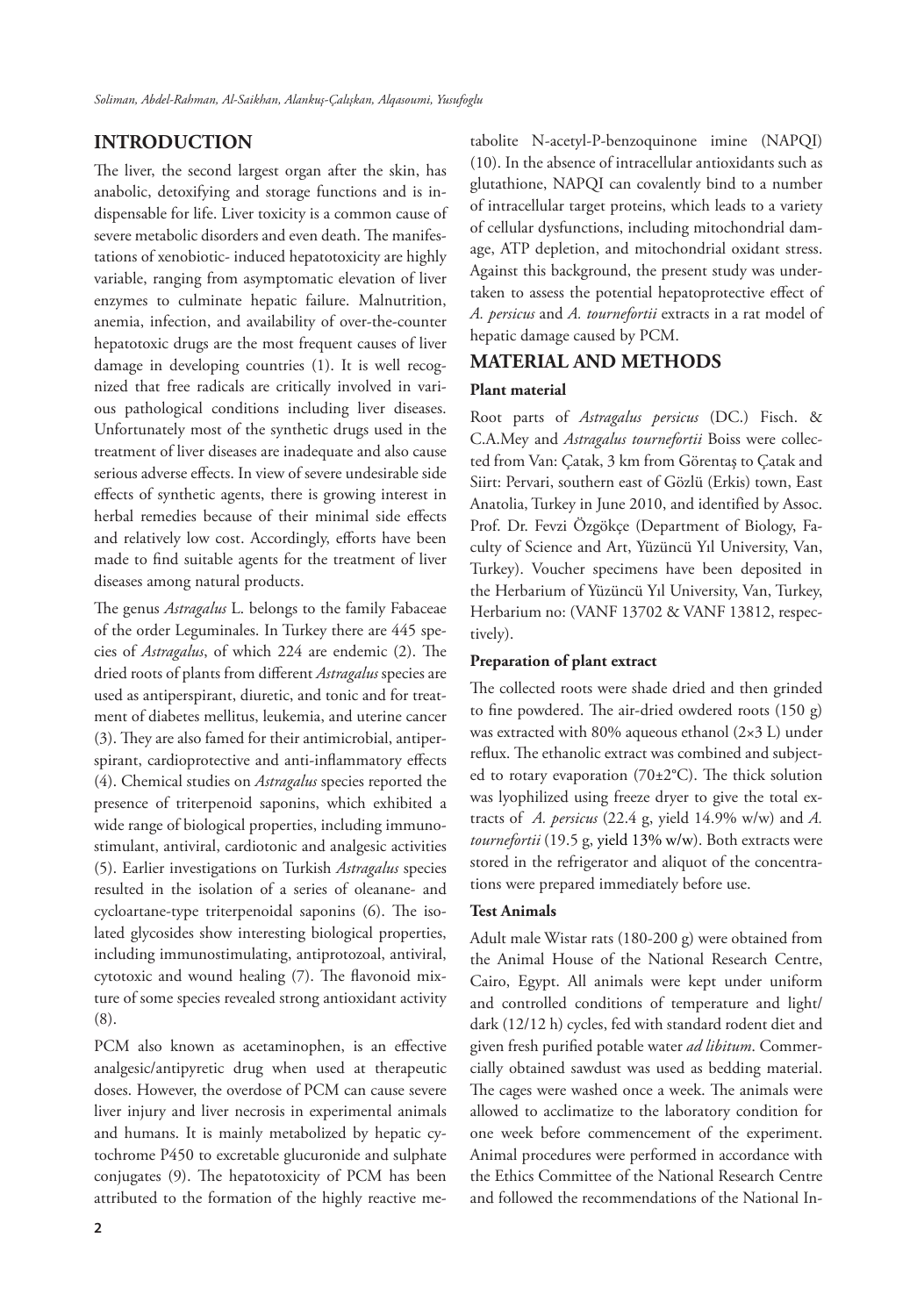## INTRODUCTION

The liver, the second largest organ after the skin, has anabolic, detoxifying and storage functions and is indispensable for life. Liver toxicity is a common cause of severe metabolic disorders and even death. The manifestations of xenobiotic- induced hepatotoxicity are highly variable, ranging from asymptomatic elevation of liver enzymes to culminate hepatic failure. Malnutrition, anemia, infection, and availability of over-the-counter hepatotoxic drugs are the most frequent causes of liver damage in developing countries (1). It is well recognized that free radicals are critically involved in various pathological conditions including liver diseases. Unfortunately most of the synthetic drugs used in the treatment of liver diseases are inadequate and also cause serious adverse effects. In view of severe undesirable side effects of synthetic agents, there is growing interest in herbal remedies because of their minimal side effects and relatively low cost. Accordingly, efforts have been made to find suitable agents for the treatment of liver diseases among natural products.

The genus *Astragalus* L. belongs to the family Fabaceae of the order Leguminales. In Turkey there are 445 species of *Astragalus*, of which 224 are endemic (2). The dried roots of plants from different *Astragalus* species are used as antiperspirant, diuretic, and tonic and for treatment of diabetes mellitus, leukemia, and uterine cancer (3). They are also famed for their antimicrobial, antiperspirant, cardioprotective and anti-inflammatory effects (4). Chemical studies on *Astragalus* species reported the presence of triterpenoid saponins, which exhibited a wide range of biological properties, including immunostimulant, antiviral, cardiotonic and analgesic activities (5). Earlier investigations on Turkish *Astragalus* species resulted in the isolation of a series of oleanane- and cycloartane-type triterpenoidal saponins (6). The isolated glycosides show interesting biological properties, including immunostimulating, antiprotozoal, antiviral, cytotoxic and wound healing (7). The flavonoid mixture of some species revealed strong antioxidant activity (8).

PCM also known as acetaminophen, is an effective analgesic/antipyretic drug when used at therapeutic doses. However, the overdose of PCM can cause severe liver injury and liver necrosis in experimental animals and humans. It is mainly metabolized by hepatic cytochrome P450 to excretable glucuronide and sulphate conjugates (9). The hepatotoxicity of PCM has been attributed to the formation of the highly reactive metabolite N-acetyl-P-benzoquinone imine (NAPQI) (10). In the absence of intracellular antioxidants such as glutathione, NAPQI can covalently bind to a number of intracellular target proteins, which leads to a variety of cellular dysfunctions, including mitochondrial damage, ATP depletion, and mitochondrial oxidant stress. Against this background, the present study was undertaken to assess the potential hepatoprotective effect of *A. persicus* and *A. tournefortii* extracts in a rat model of hepatic damage caused by PCM.

## MATERIAL AND METHODS

### Plant material

Root parts of *Astragalus persicus* (DC.) Fisch. & C.A.Mey and *Astragalus tournefortii* Boiss were collected from Van: Çatak, 3 km from Görentaş to Çatak and Siirt: Pervari, southern east of Gözlü (Erkis) town, East Anatolia, Turkey in June 2010, and identified by Assoc. Prof. Dr. Fevzi Özgökçe (Department of Biology, Faculty of Science and Art, Yüzüncü Yıl University, Van, Turkey). Voucher specimens have been deposited in the Herbarium of Yüzüncü Yıl University, Van, Turkey, Herbarium no: (VANF 13702 & VANF 13812, respectively).

### Preparation of plant extract

The collected roots were shade dried and then grinded to fine powdered. The air-dried owdered roots (150 g) was extracted with 80% aqueous ethanol (2×3 L) under reflux. The ethanolic extract was combined and subjected to rotary evaporation (70±2°C). The thick solution was lyophilized using freeze dryer to give the total extracts of *A. persicus* (22.4 g, yield 14.9% w/w) and *A. tournefortii* (19.5 g, yield 13% w/w). Both extracts were stored in the refrigerator and aliquot of the concentrations were prepared immediately before use.

### Test Animals

Adult male Wistar rats (180-200 g) were obtained from the Animal House of the National Research Centre, Cairo, Egypt. All animals were kept under uniform and controlled conditions of temperature and light/ dark (12/12 h) cycles, fed with standard rodent diet and given fresh purified potable water *ad libitum*. Commercially obtained sawdust was used as bedding material. The cages were washed once a week. The animals were allowed to acclimatize to the laboratory condition for one week before commencement of the experiment. Animal procedures were performed in accordance with the Ethics Committee of the National Research Centre and followed the recommendations of the National In-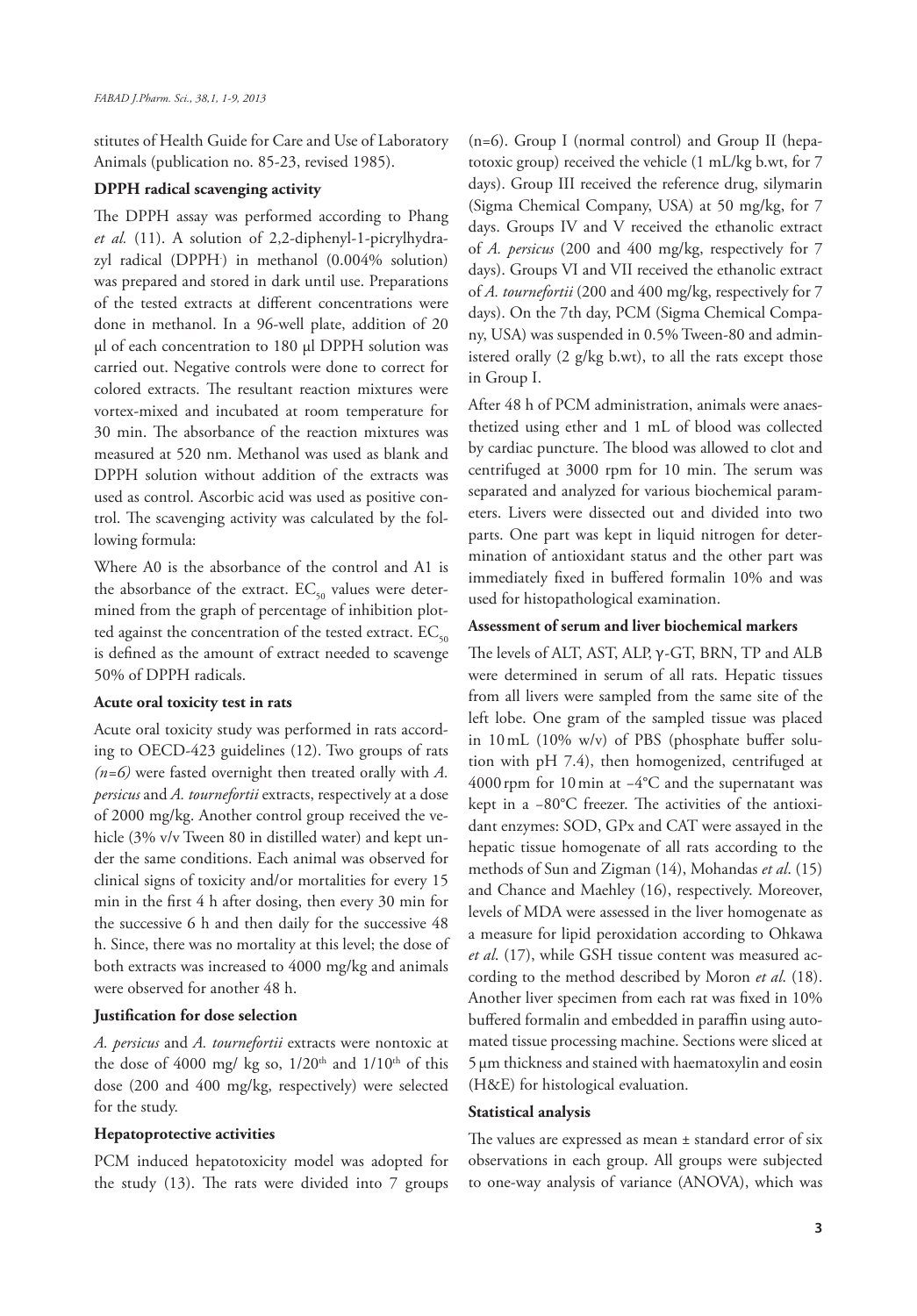stitutes of Health Guide for Care and Use of Laboratory Animals (publication no. 85-23, revised 1985).

**DPPH radical scavenging activity**

The DPPH assay was performed according to Phang *et al.* (11). A solution of 2,2-diphenyl-1-picrylhydrazyl radical (DPPH$^{\cdot}$) in methanol (0.004% solution) was prepared and stored in dark until use. Preparations of the tested extracts at different concentrations were done in methanol. In a 96-well plate, addition of 20 µl of each concentration to 180 µl DPPH solution was carried out. Negative controls were done to correct for colored extracts. The resultant reaction mixtures were vortex-mixed and incubated at room temperature for 30 min. The absorbance of the reaction mixtures was measured at 520 nm. Methanol was used as blank and DPPH solution without addition of the extracts was used as control. Ascorbic acid was used as positive control. The scavenging activity was calculated by the following formula:

Where A0 is the absorbance of the control and A1 is the absorbance of the extract. $EC_{50}$ values were determined from the graph of percentage of inhibition plotted against the concentration of the tested extract. $EC_{50}$ is defined as the amount of extract needed to scavenge 50% of DPPH radicals.

**Acute oral toxicity test in rats**

Acute oral toxicity study was performed in rats according to OECD-423 guidelines (12). Two groups of rats *(n=6)* were fasted overnight then treated orally with *A. persicus* and *A. tournefortii* extracts, respectively at a dose of 2000 mg/kg. Another control group received the vehicle (3% v/v Tween 80 in distilled water) and kept under the same conditions. Each animal was observed for clinical signs of toxicity and/or mortalities for every 15 min in the first 4 h after dosing, then every 30 min for the successive 6 h and then daily for the successive 48 h. Since, there was no mortality at this level; the dose of both extracts was increased to 4000 mg/kg and animals were observed for another 48 h.

**Justification for dose selection**

*A. persicus* and *A. tournefortii* extracts were nontoxic at the dose of 4000 mg/ kg so, $1/20^{th}$ and $1/10^{th}$ of this dose (200 and 400 mg/kg, respectively) were selected for the study.

**Hepatoprotective activities**

PCM induced hepatotoxicity model was adopted for the study (13). The rats were divided into 7 groups (n=6). Group I (normal control) and Group II (hepatotoxic group) received the vehicle (1 mL/kg b.wt, for 7 days). Group III received the reference drug, silymarin (Sigma Chemical Company, USA) at 50 mg/kg, for 7 days. Groups IV and V received the ethanolic extract of *A. persicus* (200 and 400 mg/kg, respectively for 7 days). Groups VI and VII received the ethanolic extract of *A. tournefortii* (200 and 400 mg/kg, respectively for 7 days). On the 7th day, PCM (Sigma Chemical Company, USA) was suspended in 0.5% Tween-80 and administered orally (2 g/kg b.wt), to all the rats except those in Group I.

After 48 h of PCM administration, animals were anaesthetized using ether and 1 mL of blood was collected by cardiac puncture. The blood was allowed to clot and centrifuged at 3000 rpm for 10 min. The serum was separated and analyzed for various biochemical parameters. Livers were dissected out and divided into two parts. One part was kept in liquid nitrogen for determination of antioxidant status and the other part was immediately fixed in buffered formalin 10% and was used for histopathological examination.

**Assessment of serum and liver biochemical markers**

The levels of ALT, AST, ALP, γ-GT, BRN, TP and ALB were determined in serum of all rats. Hepatic tissues from all livers were sampled from the same site of the left lobe. One gram of the sampled tissue was placed in 10 mL (10% w/v) of PBS (phosphate buffer solution with pH 7.4), then homogenized, centrifuged at 4000 rpm for 10 min at −4°C and the supernatant was kept in a −80°C freezer. The activities of the antioxidant enzymes: SOD, GPx and CAT were assayed in the hepatic tissue homogenate of all rats according to the methods of Sun and Zigman (14), Mohandas *et al*. (15) and Chance and Maehley (16), respectively. Moreover, levels of MDA were assessed in the liver homogenate as a measure for lipid peroxidation according to Ohkawa *et al*. (17), while GSH tissue content was measured according to the method described by Moron *et al*. (18). Another liver specimen from each rat was fixed in 10% buffered formalin and embedded in paraffin using automated tissue processing machine. Sections were sliced at 5 µm thickness and stained with haematoxylin and eosin (H&E) for histological evaluation.

**Statistical analysis**

The values are expressed as mean ± standard error of six observations in each group. All groups were subjected to one-way analysis of variance (ANOVA), which was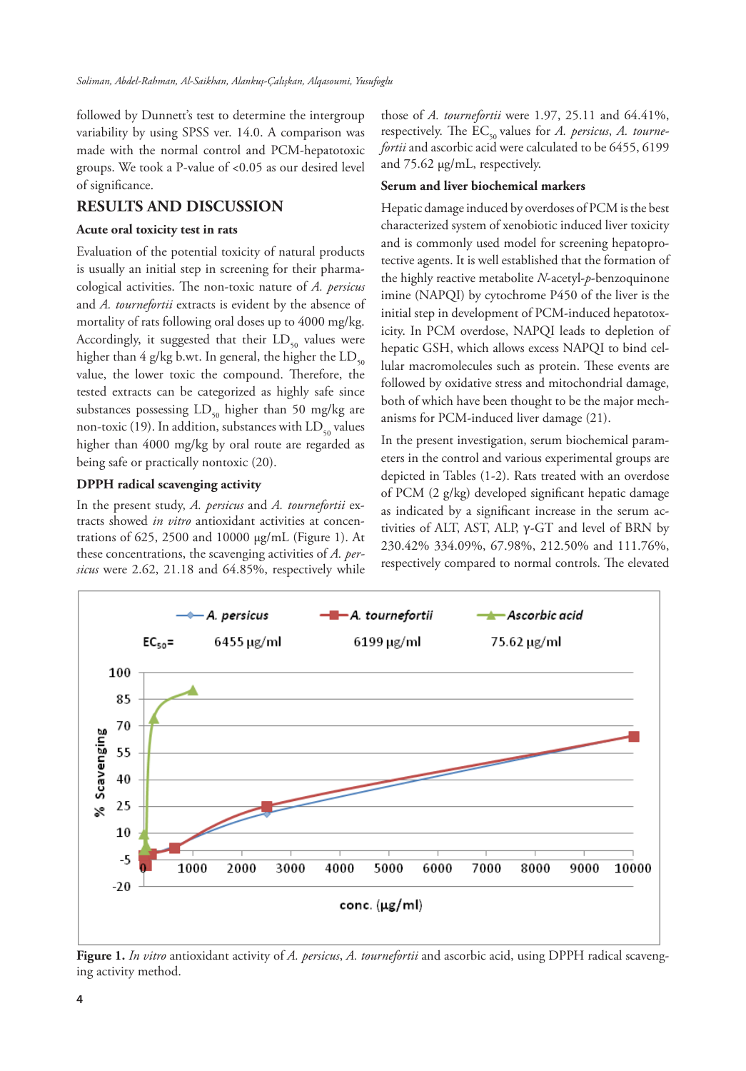followed by Dunnett's test to determine the intergroup variability by using SPSS ver. 14.0. A comparison was made with the normal control and PCM-hepatotoxic groups. We took a P-value of <0.05 as our desired level of significance.

## RESULTS AND DISCUSSION

### Acute oral toxicity test in rats

Evaluation of the potential toxicity of natural products is usually an initial step in screening for their pharmacological activities. The non-toxic nature of *A. persicus* and *A. tournefortii* extracts is evident by the absence of mortality of rats following oral doses up to 4000 mg/kg. Accordingly, it suggested that their $LD_{50}$ values were higher than 4 g/kg b.wt. In general, the higher the $LD_{50}$ value, the lower toxic the compound. Therefore, the tested extracts can be categorized as highly safe since substances possessing $LD_{50}$ higher than 50 mg/kg are non-toxic (19). In addition, substances with $LD_{50}$ values higher than 4000 mg/kg by oral route are regarded as being safe or practically nontoxic (20).

### DPPH radical scavenging activity

In the present study, *A. persicus* and *A. tournefortii* extracts showed *in vitro* antioxidant activities at concentrations of 625, 2500 and 10000 μg/mL (Figure 1). At these concentrations, the scavenging activities of *A. persicus* were 2.62, 21.18 and 64.85%, respectively while those of *A. tournefortii* were 1.97, 25.11 and 64.41%, respectively. The $EC_{50}$ values for *A. persicus*, *A. tournefortii* and ascorbic acid were calculated to be 6455, 6199 and 75.62 μg/mL, respectively.

### Serum and liver biochemical markers

Hepatic damage induced by overdoses of PCM is the best characterized system of xenobiotic induced liver toxicity and is commonly used model for screening hepatoprotective agents. It is well established that the formation of the highly reactive metabolite *N*-acetyl-*p*-benzoquinone imine (NAPQI) by cytochrome P450 of the liver is the initial step in development of PCM-induced hepatotoxicity. In PCM overdose, NAPQI leads to depletion of hepatic GSH, which allows excess NAPQI to bind cellular macromolecules such as protein. These events are followed by oxidative stress and mitochondrial damage, both of which have been thought to be the major mechanisms for PCM-induced liver damage (21).

In the present investigation, serum biochemical parameters in the control and various experimental groups are depicted in Tables (1-2). Rats treated with an overdose of PCM (2 g/kg) developed significant hepatic damage as indicated by a significant increase in the serum activities of ALT, AST, ALP, γ-GT and level of BRN by 230.42% 334.09%, 67.98%, 212.50% and 111.76%, respectively compared to normal controls. The elevated

**Figure 1.** *In vitro* antioxidant activity of *A. persicus*, *A. tournefortii* and ascorbic acid, using DPPH radical scavenging activity method.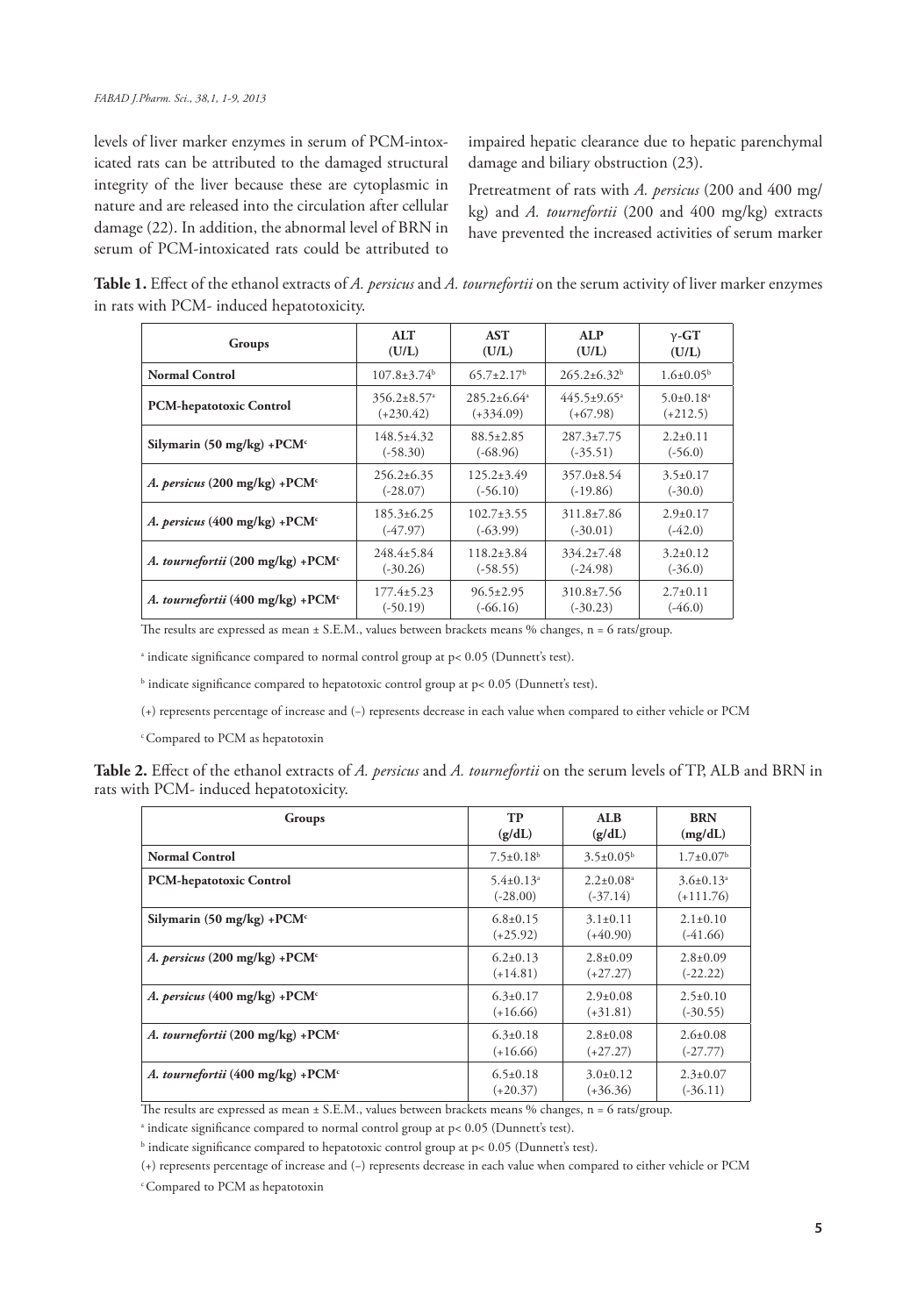levels of liver marker enzymes in serum of PCM-intoxicated rats can be attributed to the damaged structural integrity of the liver because these are cytoplasmic in nature and are released into the circulation after cellular damage (22). In addition, the abnormal level of BRN in serum of PCM-intoxicated rats could be attributed to impaired hepatic clearance due to hepatic parenchymal damage and biliary obstruction (23).

Pretreatment of rats with *A. persicus* (200 and 400 mg/kg) and *A. tournefortii* (200 and 400 mg/kg) extracts have prevented the increased activities of serum marker

**Table 1.** Effect of the ethanol extracts of *A. persicus* and *A. tournefortii* on the serum activity of liver marker enzymes in rats with PCM- induced hepatotoxicity.

| Groups | ALT (U/L) | AST (U/L) | ALP (U/L) | γ-GT (U/L) |
|---|---|---|---|---|
| **Normal Control** | 107.8±3.74[b] | 65.7±2.17[b] | 265.2±6.32[b] | 1.6±0.05[b] |
| **PCM-hepatotoxic Control** | 356.2±8.57[a] (+230.42) | 285.2±6.64[a] (+334.09) | 445.5±9.65[a] (+67.98) | 5.0±0.18[a] (+212.5) |
| **Silymarin (50 mg/kg) +PCM[c]** | 148.5±4.32 (-58.30) | 88.5±2.85 (-68.96) | 287.3±7.75 (-35.51) | 2.2±0.11 (-56.0) |
| ***A. persicus* (200 mg/kg) +PCM[c]** | 256.2±6.35 (-28.07) | 125.2±3.49 (-56.10) | 357.0±8.54 (-19.86) | 3.5±0.17 (-30.0) |
| ***A. persicus* (400 mg/kg) +PCM[c]** | 185.3±6.25 (-47.97) | 102.7±3.55 (-63.99) | 311.8±7.86 (-30.01) | 2.9±0.17 (-42.0) |
| ***A. tournefortii* (200 mg/kg) +PCM[c]** | 248.4±5.84 (-30.26) | 118.2±3.84 (-58.55) | 334.2±7.48 (-24.98) | 3.2±0.12 (-36.0) |
| ***A. tournefortii* (400 mg/kg) +PCM[c]** | 177.4±5.23 (-50.19) | 96.5±2.95 (-66.16) | 310.8±7.56 (-30.23) | 2.7±0.11 (-46.0) |

The results are expressed as mean ± S.E.M., values between brackets means % changes, n = 6 rats/group.

[a] indicate significance compared to normal control group at p< 0.05 (Dunnett's test).

[b] indicate significance compared to hepatotoxic control group at p< 0.05 (Dunnett's test).

(+) represents percentage of increase and (–) represents decrease in each value when compared to either vehicle or PCM

[c] Compared to PCM as hepatotoxin

**Table 2.** Effect of the ethanol extracts of *A. persicus* and *A. tournefortii* on the serum levels of TP, ALB and BRN in rats with PCM- induced hepatotoxicity.

| Groups | TP (g/dL) | ALB (g/dL) | BRN (mg/dL) |
|---|---|---|---|
| **Normal Control** | 7.5±0.18[b] | 3.5±0.05[b] | 1.7±0.07[b] |
| **PCM-hepatotoxic Control** | 5.4±0.13[a] (-28.00) | 2.2±0.08[a] (-37.14) | 3.6±0.13[a] (+111.76) |
| **Silymarin (50 mg/kg) +PCM[c]** | 6.8±0.15 (+25.92) | 3.1±0.11 (+40.90) | 2.1±0.10 (-41.66) |
| ***A. persicus* (200 mg/kg) +PCM[c]** | 6.2±0.13 (+14.81) | 2.8±0.09 (+27.27) | 2.8±0.09 (-22.22) |
| ***A. persicus* (400 mg/kg) +PCM[c]** | 6.3±0.17 (+16.66) | 2.9±0.08 (+31.81) | 2.5±0.10 (-30.55) |
| ***A. tournefortii* (200 mg/kg) +PCM[c]** | 6.3±0.18 (+16.66) | 2.8±0.08 (+27.27) | 2.6±0.08 (-27.77) |
| ***A. tournefortii* (400 mg/kg) +PCM[c]** | 6.5±0.18 (+20.37) | 3.0±0.12 (+36.36) | 2.3±0.07 (-36.11) |

The results are expressed as mean ± S.E.M., values between brackets means % changes, n = 6 rats/group.

[a] indicate significance compared to normal control group at p< 0.05 (Dunnett's test).

[b] indicate significance compared to hepatotoxic control group at p< 0.05 (Dunnett's test).

(+) represents percentage of increase and (–) represents decrease in each value when compared to either vehicle or PCM

[c] Compared to PCM as hepatotoxin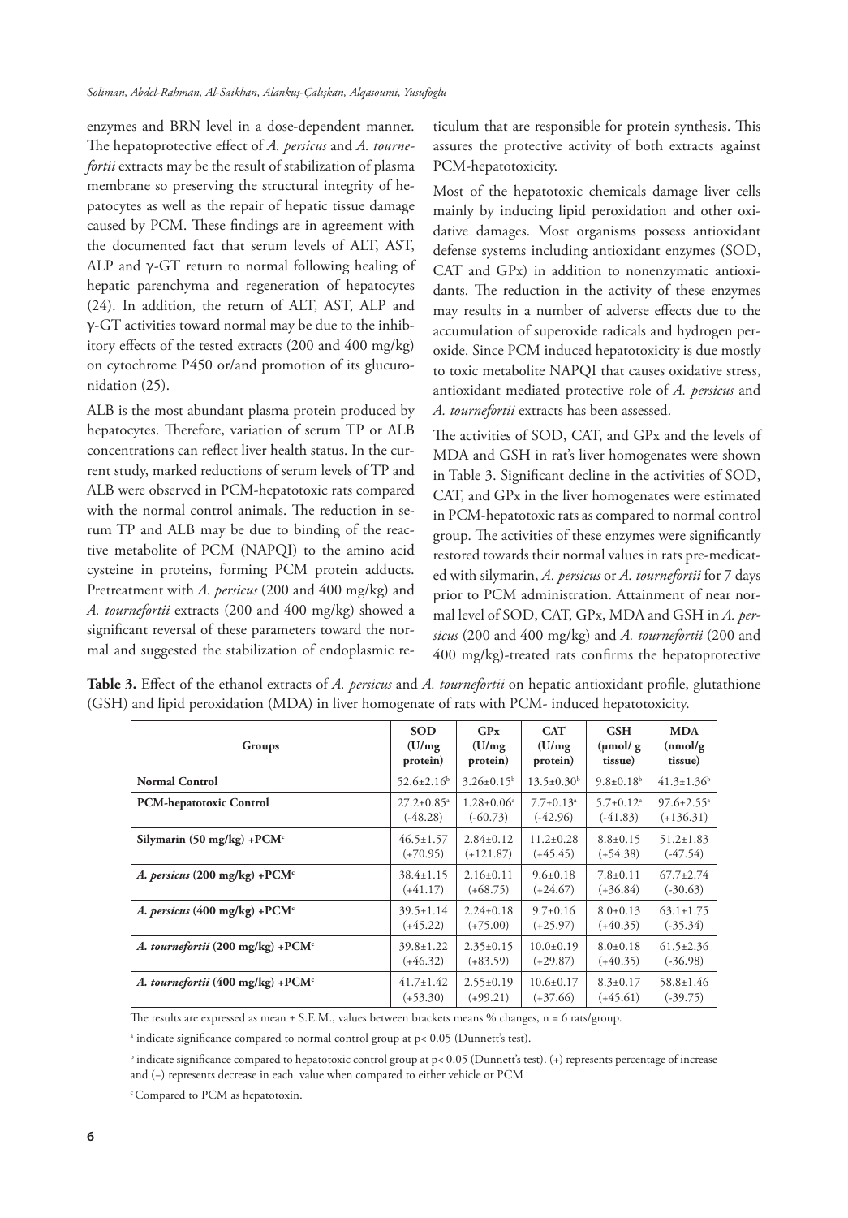enzymes and BRN level in a dose-dependent manner. The hepatoprotective effect of *A. persicus* and *A. tournefortii* extracts may be the result of stabilization of plasma membrane so preserving the structural integrity of hepatocytes as well as the repair of hepatic tissue damage caused by PCM. These findings are in agreement with the documented fact that serum levels of ALT, AST, ALP and γ-GT return to normal following healing of hepatic parenchyma and regeneration of hepatocytes (24). In addition, the return of ALT, AST, ALP and γ-GT activities toward normal may be due to the inhibitory effects of the tested extracts (200 and 400 mg/kg) on cytochrome P450 or/and promotion of its glucuronidation (25).

ALB is the most abundant plasma protein produced by hepatocytes. Therefore, variation of serum TP or ALB concentrations can reflect liver health status. In the current study, marked reductions of serum levels of TP and ALB were observed in PCM-hepatotoxic rats compared with the normal control animals. The reduction in serum TP and ALB may be due to binding of the reactive metabolite of PCM (NAPQI) to the amino acid cysteine in proteins, forming PCM protein adducts. Pretreatment with *A. persicus* (200 and 400 mg/kg) and *A. tournefortii* extracts (200 and 400 mg/kg) showed a significant reversal of these parameters toward the normal and suggested the stabilization of endoplasmic reticulum that are responsible for protein synthesis. This assures the protective activity of both extracts against PCM-hepatotoxicity.

Most of the hepatotoxic chemicals damage liver cells mainly by inducing lipid peroxidation and other oxidative damages. Most organisms possess antioxidant defense systems including antioxidant enzymes (SOD, CAT and GPx) in addition to nonenzymatic antioxidants. The reduction in the activity of these enzymes may results in a number of adverse effects due to the accumulation of superoxide radicals and hydrogen peroxide. Since PCM induced hepatotoxicity is due mostly to toxic metabolite NAPQI that causes oxidative stress, antioxidant mediated protective role of *A. persicus* and *A. tournefortii* extracts has been assessed.

The activities of SOD, CAT, and GPx and the levels of MDA and GSH in rat's liver homogenates were shown in Table 3. Significant decline in the activities of SOD, CAT, and GPx in the liver homogenates were estimated in PCM-hepatotoxic rats as compared to normal control group. The activities of these enzymes were significantly restored towards their normal values in rats pre-medicated with silymarin, *A. persicus* or *A. tournefortii* for 7 days prior to PCM administration. Attainment of near normal level of SOD, CAT, GPx, MDA and GSH in *A. persicus* (200 and 400 mg/kg) and *A. tournefortii* (200 and 400 mg/kg)-treated rats confirms the hepatoprotective

**Table 3.** Effect of the ethanol extracts of *A. persicus* and *A. tournefortii* on hepatic antioxidant profile, glutathione (GSH) and lipid peroxidation (MDA) in liver homogenate of rats with PCM- induced hepatotoxicity.

| Groups | SOD (U/mg protein) | GPx (U/mg protein) | CAT (U/mg protein) | GSH (μmol/ g tissue) | MDA (nmol/g tissue) |
|---|---|---|---|---|---|
| **Normal Control** | 52.6±2.16[b] | 3.26±0.15[b] | 13.5±0.30[b] | 9.8±0.18[b] | 41.3±1.36[b] |
| **PCM-hepatotoxic Control** | 27.2±0.85[a] (-48.28) | 1.28±0.06[a] (-60.73) | 7.7±0.13[a] (-42.96) | 5.7±0.12[a] (-41.83) | 97.6±2.55[a] (+136.31) |
| **Silymarin (50 mg/kg) +PCM[c]** | 46.5±1.57 (+70.95) | 2.84±0.12 (+121.87) | 11.2±0.28 (+45.45) | 8.8±0.15 (+54.38) | 51.2±1.83 (-47.54) |
| ***A. persicus* (200 mg/kg) +PCM[c]** | 38.4±1.15 (+41.17) | 2.16±0.11 (+68.75) | 9.6±0.18 (+24.67) | 7.8±0.11 (+36.84) | 67.7±2.74 (-30.63) |
| ***A. persicus* (400 mg/kg) +PCM[c]** | 39.5±1.14 (+45.22) | 2.24±0.18 (+75.00) | 9.7±0.16 (+25.97) | 8.0±0.13 (+40.35) | 63.1±1.75 (-35.34) |
| ***A. tournefortii* (200 mg/kg) +PCM[c]** | 39.8±1.22 (+46.32) | 2.35±0.15 (+83.59) | 10.0±0.19 (+29.87) | 8.0±0.18 (+40.35) | 61.5±2.36 (-36.98) |
| ***A. tournefortii* (400 mg/kg) +PCM[c]** | 41.7±1.42 (+53.30) | 2.55±0.19 (+99.21) | 10.6±0.17 (+37.66) | 8.3±0.17 (+45.61) | 58.8±1.46 (-39.75) |

The results are expressed as mean ± S.E.M., values between brackets means % changes, n = 6 rats/group.

[a] indicate significance compared to normal control group at $p < 0.05$ (Dunnett's test).

[b] indicate significance compared to hepatotoxic control group at $p < 0.05$ (Dunnett's test). (+) represents percentage of increase and (–) represents decrease in each value when compared to either vehicle or PCM

[c] Compared to PCM as hepatotoxin.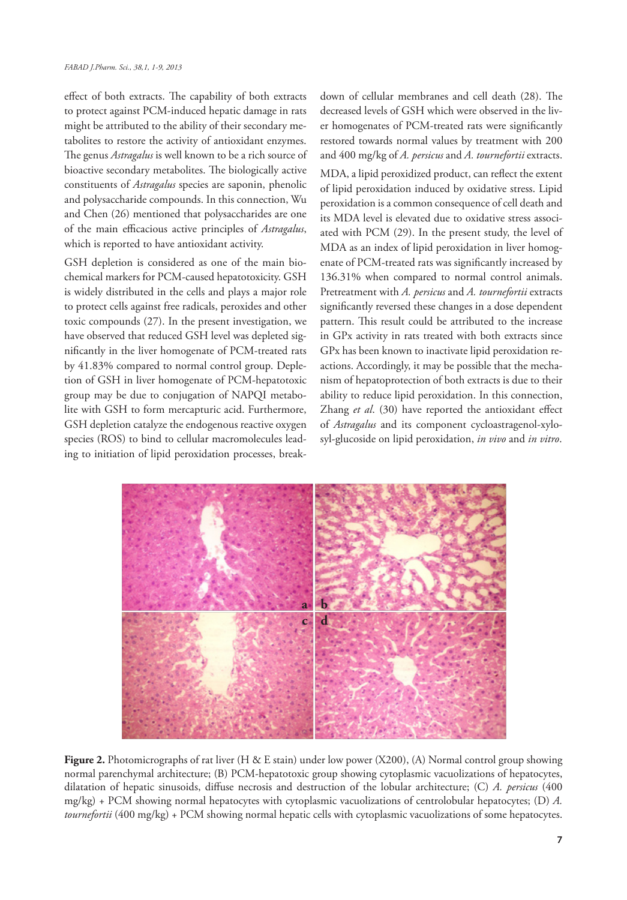effect of both extracts. The capability of both extracts to protect against PCM-induced hepatic damage in rats might be attributed to the ability of their secondary metabolites to restore the activity of antioxidant enzymes. The genus *Astragalus* is well known to be a rich source of bioactive secondary metabolites. The biologically active constituents of *Astragalus* species are saponin, phenolic and polysaccharide compounds. In this connection, Wu and Chen (26) mentioned that polysaccharides are one of the main efficacious active principles of *Astragalus*, which is reported to have antioxidant activity.

GSH depletion is considered as one of the main biochemical markers for PCM-caused hepatotoxicity. GSH is widely distributed in the cells and plays a major role to protect cells against free radicals, peroxides and other toxic compounds (27). In the present investigation, we have observed that reduced GSH level was depleted significantly in the liver homogenate of PCM-treated rats by 41.83% compared to normal control group. Depletion of GSH in liver homogenate of PCM-hepatotoxic group may be due to conjugation of NAPQI metabolite with GSH to form mercapturic acid. Furthermore, GSH depletion catalyze the endogenous reactive oxygen species (ROS) to bind to cellular macromolecules leading to initiation of lipid peroxidation processes, breakdown of cellular membranes and cell death (28). The decreased levels of GSH which were observed in the liver homogenates of PCM-treated rats were significantly restored towards normal values by treatment with 200 and 400 mg/kg of *A. persicus* and *A. tournefortii* extracts.

MDA, a lipid peroxidized product, can reflect the extent of lipid peroxidation induced by oxidative stress. Lipid peroxidation is a common consequence of cell death and its MDA level is elevated due to oxidative stress associated with PCM (29). In the present study, the level of MDA as an index of lipid peroxidation in liver homogenate of PCM-treated rats was significantly increased by 136.31% when compared to normal control animals. Pretreatment with *A. persicus* and *A. tournefortii* extracts significantly reversed these changes in a dose dependent pattern. This result could be attributed to the increase in GPx activity in rats treated with both extracts since GPx has been known to inactivate lipid peroxidation reactions. Accordingly, it may be possible that the mechanism of hepatoprotection of both extracts is due to their ability to reduce lipid peroxidation. In this connection, Zhang *et al*. (30) have reported the antioxidant effect of *Astragalus* and its component cycloastragenol-xylosyl-glucoside on lipid peroxidation, *in vivo* and *in vitro*.

**Figure 2.** Photomicrographs of rat liver (H & E stain) under low power (X200), (A) Normal control group showing normal parenchymal architecture; (B) PCM-hepatotoxic group showing cytoplasmic vacuolizations of hepatocytes, dilatation of hepatic sinusoids, diffuse necrosis and destruction of the lobular architecture; (C) *A. persicus* (400 mg/kg) + PCM showing normal hepatocytes with cytoplasmic vacuolizations of centrolobular hepatocytes; (D) *A. tournefortii* (400 mg/kg) + PCM showing normal hepatic cells with cytoplasmic vacuolizations of some hepatocytes.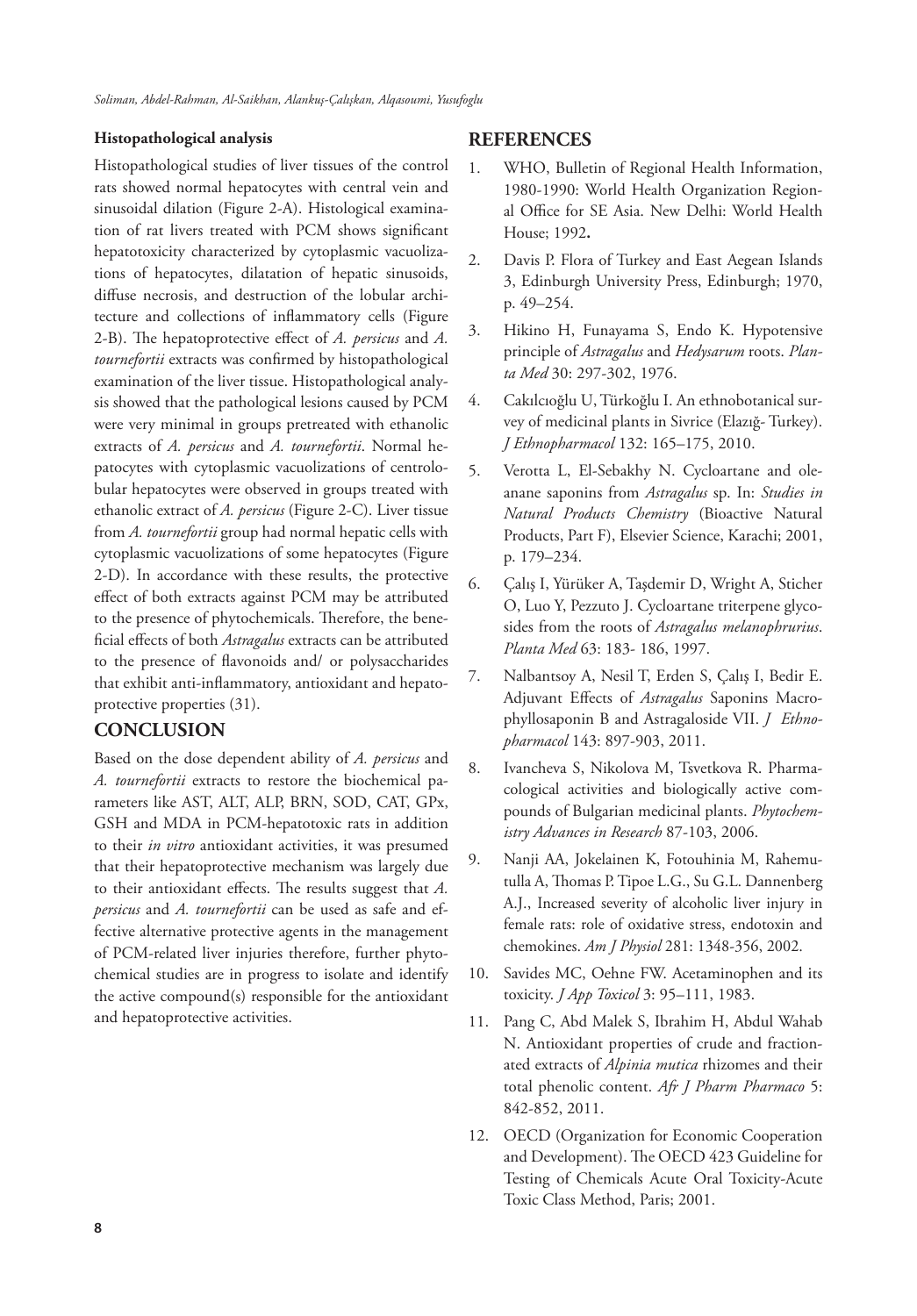### Histopathological analysis

Histopathological studies of liver tissues of the control rats showed normal hepatocytes with central vein and sinusoidal dilation (Figure 2-A). Histological examination of rat livers treated with PCM shows significant hepatotoxicity characterized by cytoplasmic vacuolizations of hepatocytes, dilatation of hepatic sinusoids, diffuse necrosis, and destruction of the lobular architecture and collections of inflammatory cells (Figure 2-B). The hepatoprotective effect of *A. persicus* and *A. tournefortii* extracts was confirmed by histopathological examination of the liver tissue. Histopathological analysis showed that the pathological lesions caused by PCM were very minimal in groups pretreated with ethanolic extracts of *A. persicus* and *A. tournefortii*. Normal hepatocytes with cytoplasmic vacuolizations of centrolobular hepatocytes were observed in groups treated with ethanolic extract of *A. persicus* (Figure 2-C). Liver tissue from *A. tournefortii* group had normal hepatic cells with cytoplasmic vacuolizations of some hepatocytes (Figure 2-D). In accordance with these results, the protective effect of both extracts against PCM may be attributed to the presence of phytochemicals. Therefore, the beneficial effects of both *Astragalus* extracts can be attributed to the presence of flavonoids and/ or polysaccharides that exhibit anti-inflammatory, antioxidant and hepatoprotective properties (31).

## CONCLUSION

Based on the dose dependent ability of *A. persicus* and *A. tournefortii* extracts to restore the biochemical parameters like AST, ALT, ALP, BRN, SOD, CAT, GPx, GSH and MDA in PCM-hepatotoxic rats in addition to their *in vitro* antioxidant activities, it was presumed that their hepatoprotective mechanism was largely due to their antioxidant effects. The results suggest that *A. persicus* and *A. tournefortii* can be used as safe and effective alternative protective agents in the management of PCM-related liver injuries therefore, further phytochemical studies are in progress to isolate and identify the active compound(s) responsible for the antioxidant and hepatoprotective activities.

## REFERENCES

1. WHO, Bulletin of Regional Health Information, 1980-1990: World Health Organization Regional Office for SE Asia. New Delhi: World Health House; 1992**.**
2. Davis P. Flora of Turkey and East Aegean Islands 3, Edinburgh University Press, Edinburgh; 1970, p. 49–254.
3. Hikino H, Funayama S, Endo K. Hypotensive principle of *Astragalus* and *Hedysarum* roots. *Planta Med* 30: 297-302, 1976.
4. Cakılcıoğlu U, Türkoğlu I. An ethnobotanical survey of medicinal plants in Sivrice (Elazığ- Turkey). *J Ethnopharmacol* 132: 165–175, 2010.
5. Verotta L, El-Sebakhy N. Cycloartane and oleanane saponins from *Astragalus* sp. In: *Studies in Natural Products Chemistry* (Bioactive Natural Products, Part F), Elsevier Science, Karachi; 2001, p. 179–234.
6. Çalış I, Yürüker A, Taşdemir D, Wright A, Sticher O, Luo Y, Pezzuto J. Cycloartane triterpene glycosides from the roots of *Astragalus melanophrurius*. *Planta Med* 63: 183- 186, 1997.
7. Nalbantsoy A, Nesil T, Erden S, Çalış I, Bedir E. Adjuvant Effects of *Astragalus* Saponins Macrophyllosaponin B and Astragaloside VII. *J Ethnopharmacol* 143: 897-903, 2011.
8. Ivancheva S, Nikolova M, Tsvetkova R. Pharmacological activities and biologically active compounds of Bulgarian medicinal plants. *Phytochemistry Advances in Research* 87-103, 2006.
9. Nanji AA, Jokelainen K, Fotouhinia M, Rahemutulla A, Thomas P. Tipoe L.G., Su G.L. Dannenberg A.J., Increased severity of alcoholic liver injury in female rats: role of oxidative stress, endotoxin and chemokines. *Am J Physiol* 281: 1348-356, 2002.
10. Savides MC, Oehne FW. Acetaminophen and its toxicity. *J App Toxicol* 3: 95–111, 1983.
11. Pang C, Abd Malek S, Ibrahim H, Abdul Wahab N. Antioxidant properties of crude and fractionated extracts of *Alpinia mutica* rhizomes and their total phenolic content. *Afr J Pharm Pharmaco* 5: 842-852, 2011.
12. OECD (Organization for Economic Cooperation and Development). The OECD 423 Guideline for Testing of Chemicals Acute Oral Toxicity-Acute Toxic Class Method, Paris; 2001.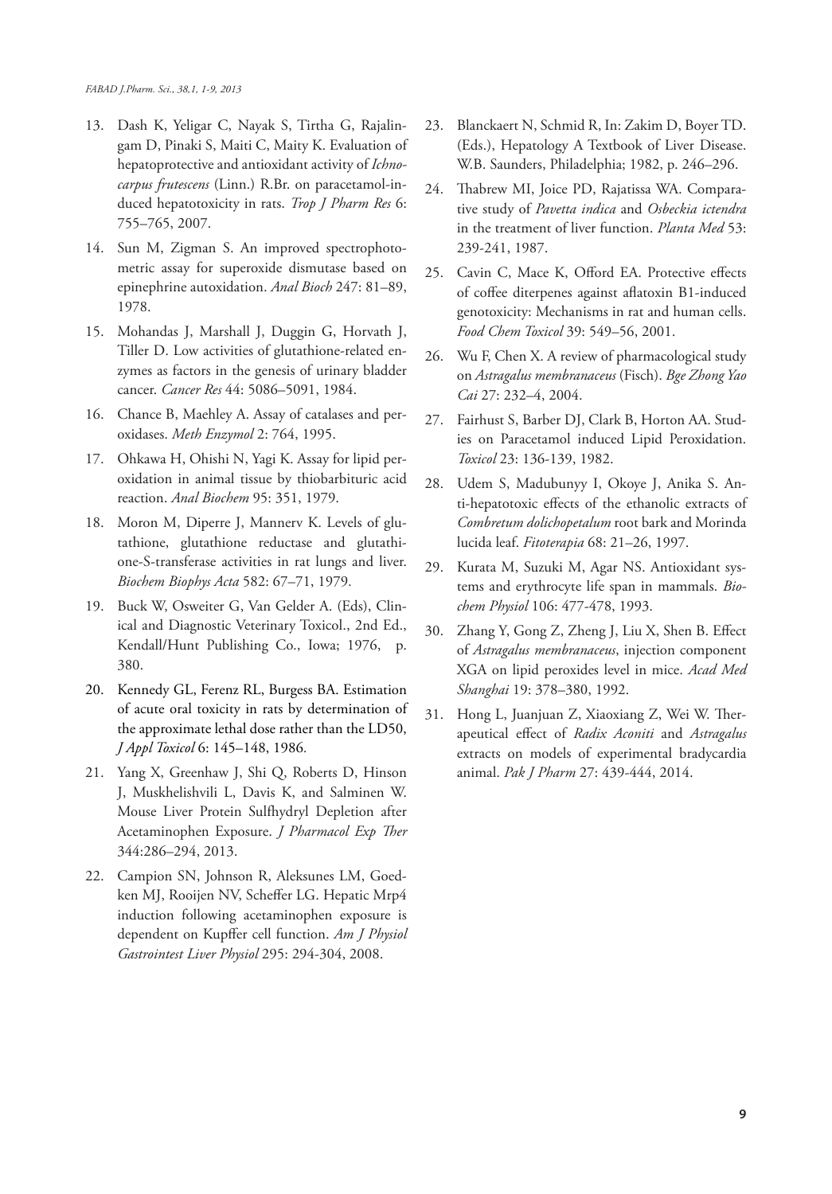13. Dash K, Yeligar C, Nayak S, Tirtha G, Rajalingam D, Pinaki S, Maiti C, Maity K. Evaluation of hepatoprotective and antioxidant activity of *Ichnocarpus frutescens* (Linn.) R.Br. on paracetamol-induced hepatotoxicity in rats. *Trop J Pharm Res* 6: 755–765, 2007.
14. Sun M, Zigman S. An improved spectrophotometric assay for superoxide dismutase based on epinephrine autoxidation. *Anal Bioch* 247: 81–89, 1978.
15. Mohandas J, Marshall J, Duggin G, Horvath J, Tiller D. Low activities of glutathione-related enzymes as factors in the genesis of urinary bladder cancer. *Cancer Res* 44: 5086–5091, 1984.
16. Chance B, Maehley A. Assay of catalases and peroxidases. *Meth Enzymol* 2: 764, 1995.
17. Ohkawa H, Ohishi N, Yagi K. Assay for lipid peroxidation in animal tissue by thiobarbituric acid reaction. *Anal Biochem* 95: 351, 1979.
18. Moron M, Diperre J, Mannerv K. Levels of glutathione, glutathione reductase and glutathione-S-transferase activities in rat lungs and liver. *Biochem Biophys Acta* 582: 67–71, 1979.
19. Buck W, Osweiter G, Van Gelder A. (Eds), Clinical and Diagnostic Veterinary Toxicol., 2nd Ed., Kendall/Hunt Publishing Co., Iowa; 1976, p. 380.
20. Kennedy GL, Ferenz RL, Burgess BA. Estimation of acute oral toxicity in rats by determination of the approximate lethal dose rather than the LD50, *J Appl Toxicol* 6: 145–148, 1986.
21. Yang X, Greenhaw J, Shi Q, Roberts D, Hinson J, Muskhelishvili L, Davis K, and Salminen W. Mouse Liver Protein Sulfhydryl Depletion after Acetaminophen Exposure. *J Pharmacol Exp Ther* 344:286–294, 2013.
22. Campion SN, Johnson R, Aleksunes LM, Goedken MJ, Rooijen NV, Scheffer LG. Hepatic Mrp4 induction following acetaminophen exposure is dependent on Kupffer cell function. *Am J Physiol Gastrointest Liver Physiol* 295: 294-304, 2008.
23. Blanckaert N, Schmid R, In: Zakim D, Boyer TD. (Eds.), Hepatology A Textbook of Liver Disease. W.B. Saunders, Philadelphia; 1982, p. 246–296.
24. Thabrew MI, Joice PD, Rajatissa WA. Comparative study of *Pavetta indica* and *Osbeckia ictendra* in the treatment of liver function. *Planta Med* 53: 239-241, 1987.
25. Cavin C, Mace K, Offord EA. Protective effects of coffee diterpenes against aflatoxin B1-induced genotoxicity: Mechanisms in rat and human cells. *Food Chem Toxicol* 39: 549–56, 2001.
26. Wu F, Chen X. A review of pharmacological study on *Astragalus membranaceus* (Fisch). *Bge Zhong Yao Cai* 27: 232–4, 2004.
27. Fairhust S, Barber DJ, Clark B, Horton AA. Studies on Paracetamol induced Lipid Peroxidation. *Toxicol* 23: 136-139, 1982.
28. Udem S, Madubunyy I, Okoye J, Anika S. Anti-hepatotoxic effects of the ethanolic extracts of *Combretum dolichopetalum* root bark and Morinda lucida leaf. *Fitoterapia* 68: 21–26, 1997.
29. Kurata M, Suzuki M, Agar NS. Antioxidant systems and erythrocyte life span in mammals. *Biochem Physiol* 106: 477-478, 1993.
30. Zhang Y, Gong Z, Zheng J, Liu X, Shen B. Effect of *Astragalus membranaceus*, injection component XGA on lipid peroxides level in mice. *Acad Med Shanghai* 19: 378–380, 1992.
31. Hong L, Juanjuan Z, Xiaoxiang Z, Wei W. Therapeutical effect of *Radix Aconiti* and *Astragalus* extracts on models of experimental bradycardia animal. *Pak J Pharm* 27: 439-444, 2014.